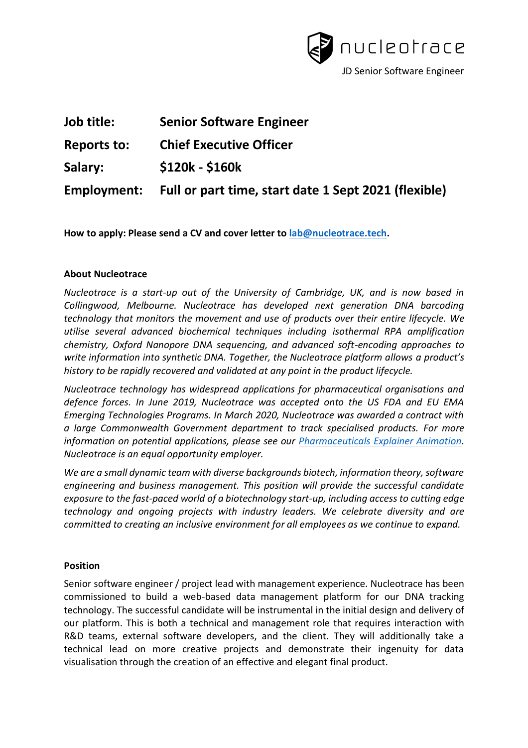| | |
|---|---|
| **Job title:** | **Senior Software Engineer** |
| **Reports to:** | **Chief Executive Officer** |
| **Salary:** | **$120k - $160k** |
| **Employment:** | **Full or part time, start date 1 Sept 2021 (flexible)** |

**How to apply: Please send a CV and cover letter to lab@nucleotrace.tech.**

**About Nucleotrace**

*Nucleotrace is a start-up out of the University of Cambridge, UK, and is now based in Collingwood, Melbourne. Nucleotrace has developed next generation DNA barcoding technology that monitors the movement and use of products over their entire lifecycle. We utilise several advanced biochemical techniques including isothermal RPA amplification chemistry, Oxford Nanopore DNA sequencing, and advanced soft-encoding approaches to write information into synthetic DNA. Together, the Nucleotrace platform allows a product's history to be rapidly recovered and validated at any point in the product lifecycle.*

*Nucleotrace technology has widespread applications for pharmaceutical organisations and defence forces. In June 2019, Nucleotrace was accepted onto the US FDA and EU EMA Emerging Technologies Programs. In March 2020, Nucleotrace was awarded a contract with a large Commonwealth Government department to track specialised products. For more information on potential applications, please see our Pharmaceuticals Explainer Animation. Nucleotrace is an equal opportunity employer.*

*We are a small dynamic team with diverse backgrounds biotech, information theory, software engineering and business management. This position will provide the successful candidate exposure to the fast-paced world of a biotechnology start-up, including access to cutting edge technology and ongoing projects with industry leaders. We celebrate diversity and are committed to creating an inclusive environment for all employees as we continue to expand.*

**Position**

Senior software engineer / project lead with management experience. Nucleotrace has been commissioned to build a web-based data management platform for our DNA tracking technology. The successful candidate will be instrumental in the initial design and delivery of our platform. This is both a technical and management role that requires interaction with R&D teams, external software developers, and the client. They will additionally take a technical lead on more creative projects and demonstrate their ingenuity for data visualisation through the creation of an effective and elegant final product.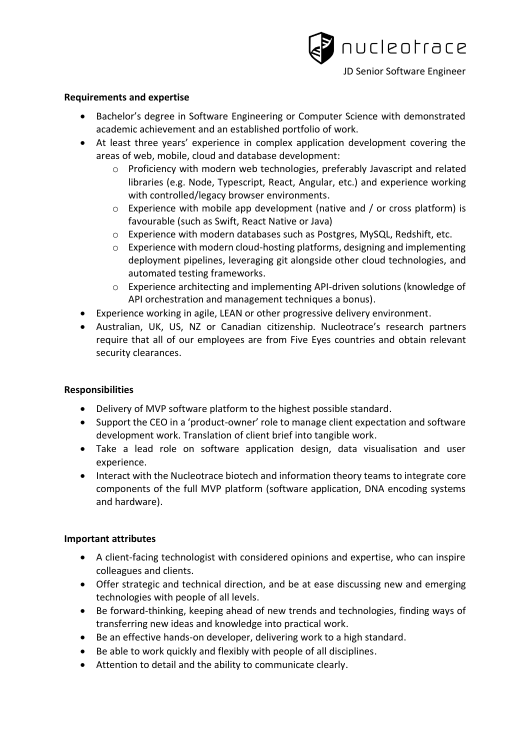**Requirements and expertise**

- Bachelor's degree in Software Engineering or Computer Science with demonstrated academic achievement and an established portfolio of work.
- At least three years' experience in complex application development covering the areas of web, mobile, cloud and database development:
  - Proficiency with modern web technologies, preferably Javascript and related libraries (e.g. Node, Typescript, React, Angular, etc.) and experience working with controlled/legacy browser environments.
  - Experience with mobile app development (native and / or cross platform) is favourable (such as Swift, React Native or Java)
  - Experience with modern databases such as Postgres, MySQL, Redshift, etc.
  - Experience with modern cloud-hosting platforms, designing and implementing deployment pipelines, leveraging git alongside other cloud technologies, and automated testing frameworks.
  - Experience architecting and implementing API-driven solutions (knowledge of API orchestration and management techniques a bonus).
- Experience working in agile, LEAN or other progressive delivery environment.
- Australian, UK, US, NZ or Canadian citizenship. Nucleotrace's research partners require that all of our employees are from Five Eyes countries and obtain relevant security clearances.

**Responsibilities**

- Delivery of MVP software platform to the highest possible standard.
- Support the CEO in a 'product-owner' role to manage client expectation and software development work. Translation of client brief into tangible work.
- Take a lead role on software application design, data visualisation and user experience.
- Interact with the Nucleotrace biotech and information theory teams to integrate core components of the full MVP platform (software application, DNA encoding systems and hardware).

**Important attributes**

- A client-facing technologist with considered opinions and expertise, who can inspire colleagues and clients.
- Offer strategic and technical direction, and be at ease discussing new and emerging technologies with people of all levels.
- Be forward-thinking, keeping ahead of new trends and technologies, finding ways of transferring new ideas and knowledge into practical work.
- Be an effective hands-on developer, delivering work to a high standard.
- Be able to work quickly and flexibly with people of all disciplines.
- Attention to detail and the ability to communicate clearly.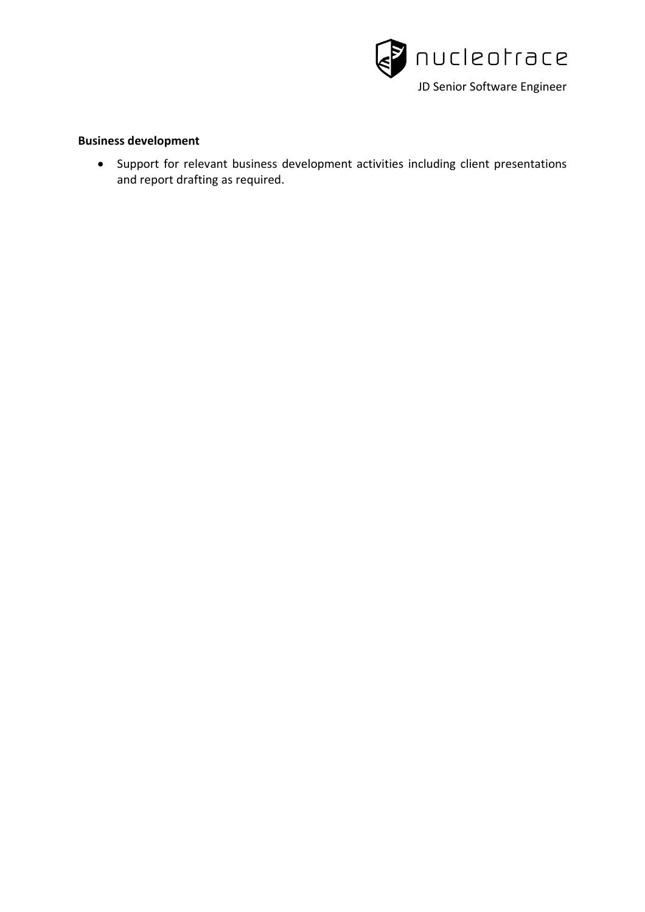**Business development**

- Support for relevant business development activities including client presentations and report drafting as required.